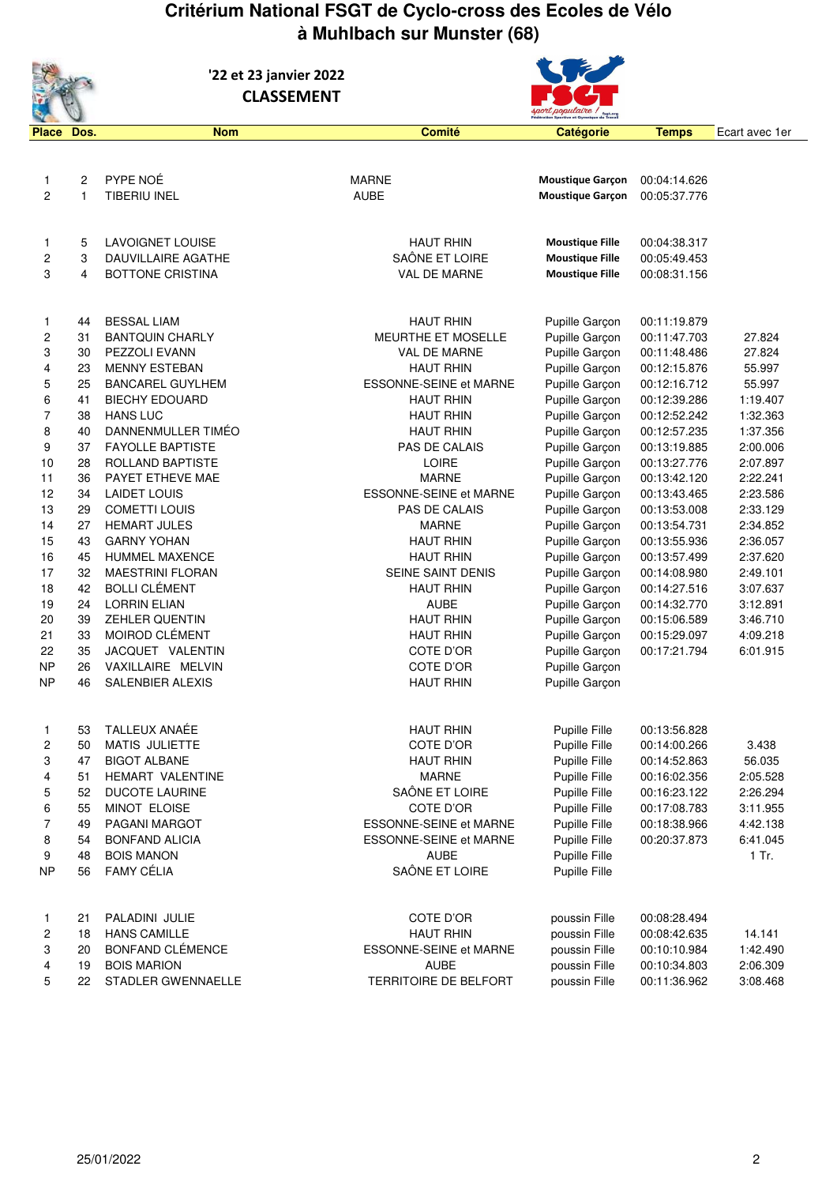# Critérium National FSGT de Cyclo-cross des Ecoles de Vélo à Muhlbach sur Munster (68)

'22 et 23 janvier 2022

**CLASSEMENT**

| Place | Dos. | Nom | Comité | Catégorie | Temps | Ecart avec 1er |
|---|---|---|---|---|---|---|
| 1 | 2 | PYPE NOÉ | MARNE | Moustique Garçon | 00:04:14.626 | |
| 2 | 1 | TIBERIU INEL | AUBE | Moustique Garçon | 00:05:37.776 | |
| | | | | | | |
| 1 | 5 | LAVOIGNET LOUISE | HAUT RHIN | Moustique Fille | 00:04:38.317 | |
| 2 | 3 | DAUVILLAIRE AGATHE | SAÔNE ET LOIRE | Moustique Fille | 00:05:49.453 | |
| 3 | 4 | BOTTONE CRISTINA | VAL DE MARNE | Moustique Fille | 00:08:31.156 | |
| | | | | | | |
| 1 | 44 | BESSAL LIAM | HAUT RHIN | Pupille Garçon | 00:11:19.879 | |
| 2 | 31 | BANTQUIN CHARLY | MEURTHE ET MOSELLE | Pupille Garçon | 00:11:47.703 | 27.824 |
| 3 | 30 | PEZZOLI EVANN | VAL DE MARNE | Pupille Garçon | 00:11:48.486 | 27.824 |
| 4 | 23 | MENNY ESTEBAN | HAUT RHIN | Pupille Garçon | 00:12:15.876 | 55.997 |
| 5 | 25 | BANCAREL GUYLHEM | ESSONNE-SEINE et MARNE | Pupille Garçon | 00:12:16.712 | 55.997 |
| 6 | 41 | BIECHY EDOUARD | HAUT RHIN | Pupille Garçon | 00:12:39.286 | 1:19.407 |
| 7 | 38 | HANS LUC | HAUT RHIN | Pupille Garçon | 00:12:52.242 | 1:32.363 |
| 8 | 40 | DANNENMULLER TIMÉO | HAUT RHIN | Pupille Garçon | 00:12:57.235 | 1:37.356 |
| 9 | 37 | FAYOLLE BAPTISTE | PAS DE CALAIS | Pupille Garçon | 00:13:19.885 | 2:00.006 |
| 10 | 28 | ROLLAND BAPTISTE | LOIRE | Pupille Garçon | 00:13:27.776 | 2:07.897 |
| 11 | 36 | PAYET ETHEVE MAE | MARNE | Pupille Garçon | 00:13:42.120 | 2:22.241 |
| 12 | 34 | LAIDET LOUIS | ESSONNE-SEINE et MARNE | Pupille Garçon | 00:13:43.465 | 2:23.586 |
| 13 | 29 | COMETTI LOUIS | PAS DE CALAIS | Pupille Garçon | 00:13:53.008 | 2:33.129 |
| 14 | 27 | HEMART JULES | MARNE | Pupille Garçon | 00:13:54.731 | 2:34.852 |
| 15 | 43 | GARNY YOHAN | HAUT RHIN | Pupille Garçon | 00:13:55.936 | 2:36.057 |
| 16 | 45 | HUMMEL MAXENCE | HAUT RHIN | Pupille Garçon | 00:13:57.499 | 2:37.620 |
| 17 | 32 | MAESTRINI FLORAN | SEINE SAINT DENIS | Pupille Garçon | 00:14:08.980 | 2:49.101 |
| 18 | 42 | BOLLI CLÉMENT | HAUT RHIN | Pupille Garçon | 00:14:27.516 | 3:07.637 |
| 19 | 24 | LORRIN ELIAN | AUBE | Pupille Garçon | 00:14:32.770 | 3:12.891 |
| 20 | 39 | ZEHLER QUENTIN | HAUT RHIN | Pupille Garçon | 00:15:06.589 | 3:46.710 |
| 21 | 33 | MOIROD CLÉMENT | HAUT RHIN | Pupille Garçon | 00:15:29.097 | 4:09.218 |
| 22 | 35 | JACQUET VALENTIN | COTE D'OR | Pupille Garçon | 00:17:21.794 | 6:01.915 |
| NP | 26 | VAXILLAIRE MELVIN | COTE D'OR | Pupille Garçon | | |
| NP | 46 | SALENBIER ALEXIS | HAUT RHIN | Pupille Garçon | | |
| | | | | | | |
| 1 | 53 | TALLEUX ANAÉE | HAUT RHIN | Pupille Fille | 00:13:56.828 | |
| 2 | 50 | MATIS JULIETTE | COTE D'OR | Pupille Fille | 00:14:00.266 | 3.438 |
| 3 | 47 | BIGOT ALBANE | HAUT RHIN | Pupille Fille | 00:14:52.863 | 56.035 |
| 4 | 51 | HEMART VALENTINE | MARNE | Pupille Fille | 00:16:02.356 | 2:05.528 |
| 5 | 52 | DUCOTE LAURINE | SAÔNE ET LOIRE | Pupille Fille | 00:16:23.122 | 2:26.294 |
| 6 | 55 | MINOT ELOISE | COTE D'OR | Pupille Fille | 00:17:08.783 | 3:11.955 |
| 7 | 49 | PAGANI MARGOT | ESSONNE-SEINE et MARNE | Pupille Fille | 00:18:38.966 | 4:42.138 |
| 8 | 54 | BONFAND ALICIA | ESSONNE-SEINE et MARNE | Pupille Fille | 00:20:37.873 | 6:41.045 |
| 9 | 48 | BOIS MANON | AUBE | Pupille Fille | | 1 Tr. |
| NP | 56 | FAMY CÉLIA | SAÔNE ET LOIRE | Pupille Fille | | |
| | | | | | | |
| 1 | 21 | PALADINI JULIE | COTE D'OR | poussin Fille | 00:08:28.494 | |
| 2 | 18 | HANS CAMILLE | HAUT RHIN | poussin Fille | 00:08:42.635 | 14.141 |
| 3 | 20 | BONFAND CLÉMENCE | ESSONNE-SEINE et MARNE | poussin Fille | 00:10:10.984 | 1:42.490 |
| 4 | 19 | BOIS MARION | AUBE | poussin Fille | 00:10:34.803 | 2:06.309 |
| 5 | 22 | STADLER GWENNAELLE | TERRITOIRE DE BELFORT | poussin Fille | 00:11:36.962 | 3:08.468 |

25/01/2022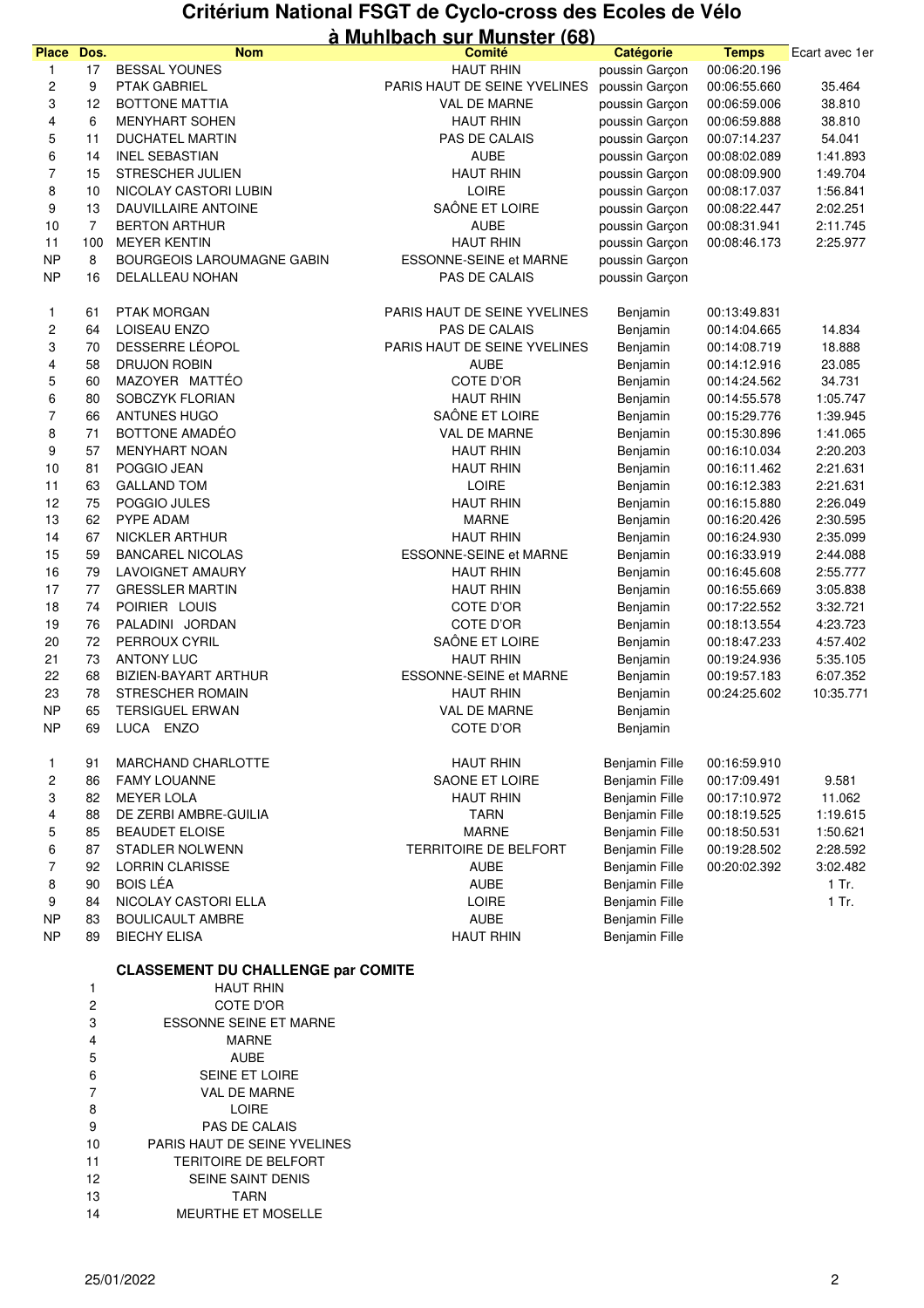# Critérium National FSGT de Cyclo-cross des Ecoles de Vélo à Muhlbach sur Munster (68)

| Place | Dos. | Nom | Comité | Catégorie | Temps | Ecart avec 1er |
|---|---|---|---|---|---|---|
| 1 | 17 | BESSAL YOUNES | HAUT RHIN | poussin Garçon | 00:06:20.196 | |
| 2 | 9 | PTAK GABRIEL | PARIS HAUT DE SEINE YVELINES | poussin Garçon | 00:06:55.660 | 35.464 |
| 3 | 12 | BOTTONE MATTIA | VAL DE MARNE | poussin Garçon | 00:06:59.006 | 38.810 |
| 4 | 6 | MENYHART SOHEN | HAUT RHIN | poussin Garçon | 00:06:59.888 | 38.810 |
| 5 | 11 | DUCHATEL MARTIN | PAS DE CALAIS | poussin Garçon | 00:07:14.237 | 54.041 |
| 6 | 14 | INEL SEBASTIAN | AUBE | poussin Garçon | 00:08:02.089 | 1:41.893 |
| 7 | 15 | STRESCHER JULIEN | HAUT RHIN | poussin Garçon | 00:08:09.900 | 1:49.704 |
| 8 | 10 | NICOLAY CASTORI LUBIN | LOIRE | poussin Garçon | 00:08:17.037 | 1:56.841 |
| 9 | 13 | DAUVILLAIRE ANTOINE | SAÔNE ET LOIRE | poussin Garçon | 00:08:22.447 | 2:02.251 |
| 10 | 7 | BERTON ARTHUR | AUBE | poussin Garçon | 00:08:31.941 | 2:11.745 |
| 11 | 100 | MEYER KENTIN | HAUT RHIN | poussin Garçon | 00:08:46.173 | 2:25.977 |
| NP | 8 | BOURGEOIS LAROUMAGNE GABIN | ESSONNE-SEINE et MARNE | poussin Garçon | | |
| NP | 16 | DELALLEAU NOHAN | PAS DE CALAIS | poussin Garçon | | |
| | | | | | | |
| 1 | 61 | PTAK MORGAN | PARIS HAUT DE SEINE YVELINES | Benjamin | 00:13:49.831 | |
| 2 | 64 | LOISEAU ENZO | PAS DE CALAIS | Benjamin | 00:14:04.665 | 14.834 |
| 3 | 70 | DESSERRE LÉOPOL | PARIS HAUT DE SEINE YVELINES | Benjamin | 00:14:08.719 | 18.888 |
| 4 | 58 | DRUJON ROBIN | AUBE | Benjamin | 00:14:12.916 | 23.085 |
| 5 | 60 | MAZOYER MATTÉO | COTE D'OR | Benjamin | 00:14:24.562 | 34.731 |
| 6 | 80 | SOBCZYK FLORIAN | HAUT RHIN | Benjamin | 00:14:55.578 | 1:05.747 |
| 7 | 66 | ANTUNES HUGO | SAÔNE ET LOIRE | Benjamin | 00:15:29.776 | 1:39.945 |
| 8 | 71 | BOTTONE AMADÉO | VAL DE MARNE | Benjamin | 00:15:30.896 | 1:41.065 |
| 9 | 57 | MENYHART NOAN | HAUT RHIN | Benjamin | 00:16:10.034 | 2:20.203 |
| 10 | 81 | POGGIO JEAN | HAUT RHIN | Benjamin | 00:16:11.462 | 2:21.631 |
| 11 | 63 | GALLAND TOM | LOIRE | Benjamin | 00:16:12.383 | 2:21.631 |
| 12 | 75 | POGGIO JULES | HAUT RHIN | Benjamin | 00:16:15.880 | 2:26.049 |
| 13 | 62 | PYPE ADAM | MARNE | Benjamin | 00:16:20.426 | 2:30.595 |
| 14 | 67 | NICKLER ARTHUR | HAUT RHIN | Benjamin | 00:16:24.930 | 2:35.099 |
| 15 | 59 | BANCAREL NICOLAS | ESSONNE-SEINE et MARNE | Benjamin | 00:16:33.919 | 2:44.088 |
| 16 | 79 | LAVOIGNET AMAURY | HAUT RHIN | Benjamin | 00:16:45.608 | 2:55.777 |
| 17 | 77 | GRESSLER MARTIN | HAUT RHIN | Benjamin | 00:16:55.669 | 3:05.838 |
| 18 | 74 | POIRIER LOUIS | COTE D'OR | Benjamin | 00:17:22.552 | 3:32.721 |
| 19 | 76 | PALADINI JORDAN | COTE D'OR | Benjamin | 00:18:13.554 | 4:23.723 |
| 20 | 72 | PERROUX CYRIL | SAÔNE ET LOIRE | Benjamin | 00:18:47.233 | 4:57.402 |
| 21 | 73 | ANTONY LUC | HAUT RHIN | Benjamin | 00:19:24.936 | 5:35.105 |
| 22 | 68 | BIZIEN-BAYART ARTHUR | ESSONNE-SEINE et MARNE | Benjamin | 00:19:57.183 | 6:07.352 |
| 23 | 78 | STRESCHER ROMAIN | HAUT RHIN | Benjamin | 00:24:25.602 | 10:35.771 |
| NP | 65 | TERSIGUEL ERWAN | VAL DE MARNE | Benjamin | | |
| NP | 69 | LUCA ENZO | COTE D'OR | Benjamin | | |
| | | | | | | |
| 1 | 91 | MARCHAND CHARLOTTE | HAUT RHIN | Benjamin Fille | 00:16:59.910 | |
| 2 | 86 | FAMY LOUANNE | SAONE ET LOIRE | Benjamin Fille | 00:17:09.491 | 9.581 |
| 3 | 82 | MEYER LOLA | HAUT RHIN | Benjamin Fille | 00:17:10.972 | 11.062 |
| 4 | 88 | DE ZERBI AMBRE-GUILIA | TARN | Benjamin Fille | 00:18:19.525 | 1:19.615 |
| 5 | 85 | BEAUDET ELOISE | MARNE | Benjamin Fille | 00:18:50.531 | 1:50.621 |
| 6 | 87 | STADLER NOLWENN | TERRITOIRE DE BELFORT | Benjamin Fille | 00:19:28.502 | 2:28.592 |
| 7 | 92 | LORRIN CLARISSE | AUBE | Benjamin Fille | 00:20:02.392 | 3:02.482 |
| 8 | 90 | BOIS LÉA | AUBE | Benjamin Fille | | 1 Tr. |
| 9 | 84 | NICOLAY CASTORI ELLA | LOIRE | Benjamin Fille | | 1 Tr. |
| NP | 83 | BOULICAULT AMBRE | AUBE | Benjamin Fille | | |
| NP | 89 | BIECHY ELISA | HAUT RHIN | Benjamin Fille | | |

**CLASSEMENT DU CHALLENGE par COMITE**

| | |
|---|---|
| 1 | HAUT RHIN |
| 2 | COTE D'OR |
| 3 | ESSONNE SEINE ET MARNE |
| 4 | MARNE |
| 5 | AUBE |
| 6 | SEINE ET LOIRE |
| 7 | VAL DE MARNE |
| 8 | LOIRE |
| 9 | PAS DE CALAIS |
| 10 | PARIS HAUT DE SEINE YVELINES |
| 11 | TERITOIRE DE BELFORT |
| 12 | SEINE SAINT DENIS |
| 13 | TARN |
| 14 | MEURTHE ET MOSELLE |

25/01/2022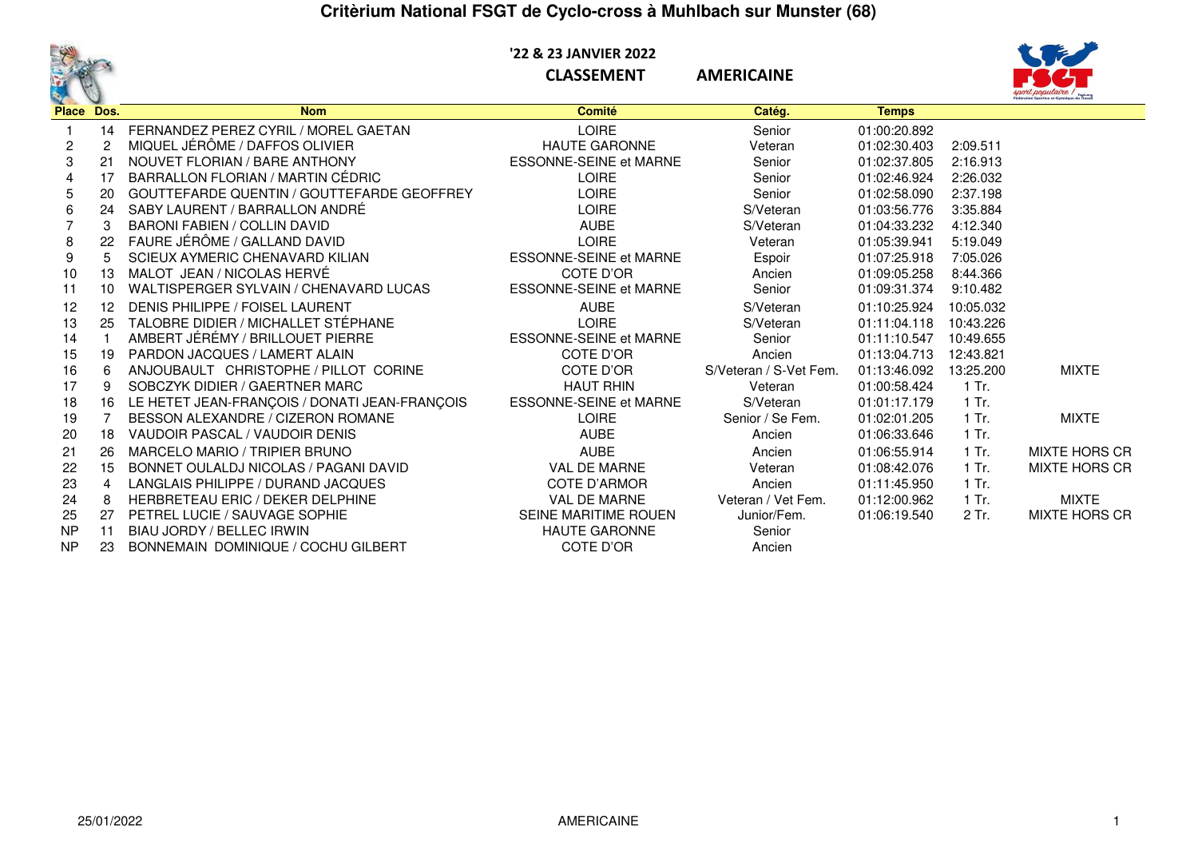# Critèrium National FSGT de Cyclo-cross à Muhlbach sur Munster (68)

'22 & 23 JANVIER 2022

**CLASSEMENT** **AMERICAINE**

| Place | Dos. | Nom | Comité | Catég. | Temps | | |
|---|---|---|---|---|---|---|---|
| 1 | 14 | FERNANDEZ PEREZ CYRIL / MOREL GAETAN | LOIRE | Senior | 01:00:20.892 | | |
| 2 | 2 | MIQUEL JÉRÔME / DAFFOS OLIVIER | HAUTE GARONNE | Veteran | 01:02:30.403 | 2:09.511 | |
| 3 | 21 | NOUVET FLORIAN / BARE ANTHONY | ESSONNE-SEINE et MARNE | Senior | 01:02:37.805 | 2:16.913 | |
| 4 | 17 | BARRALLON FLORIAN / MARTIN CÉDRIC | LOIRE | Senior | 01:02:46.924 | 2:26.032 | |
| 5 | 20 | GOUTTEFARDE QUENTIN / GOUTTEFARDE GEOFFREY | LOIRE | Senior | 01:02:58.090 | 2:37.198 | |
| 6 | 24 | SABY LAURENT / BARRALLON ANDRÉ | LOIRE | S/Veteran | 01:03:56.776 | 3:35.884 | |
| 7 | 3 | BARONI FABIEN / COLLIN DAVID | AUBE | S/Veteran | 01:04:33.232 | 4:12.340 | |
| 8 | 22 | FAURE JÉRÔME / GALLAND DAVID | LOIRE | Veteran | 01:05:39.941 | 5:19.049 | |
| 9 | 5 | SCIEUX AYMERIC CHENAVARD KILIAN | ESSONNE-SEINE et MARNE | Espoir | 01:07:25.918 | 7:05.026 | |
| 10 | 13 | MALOT JEAN / NICOLAS HERVÉ | COTE D'OR | Ancien | 01:09:05.258 | 8:44.366 | |
| 11 | 10 | WALTISPERGER SYLVAIN / CHENAVARD LUCAS | ESSONNE-SEINE et MARNE | Senior | 01:09:31.374 | 9:10.482 | |
| 12 | 12 | DENIS PHILIPPE / FOISEL LAURENT | AUBE | S/Veteran | 01:10:25.924 | 10:05.032 | |
| 13 | 25 | TALOBRE DIDIER / MICHALLET STÉPHANE | LOIRE | S/Veteran | 01:11:04.118 | 10:43.226 | |
| 14 | 1 | AMBERT JÉRÉMY / BRILLOUET PIERRE | ESSONNE-SEINE et MARNE | Senior | 01:11:10.547 | 10:49.655 | |
| 15 | 19 | PARDON JACQUES / LAMERT ALAIN | COTE D'OR | Ancien | 01:13:04.713 | 12:43.821 | |
| 16 | 6 | ANJOUBAULT CHRISTOPHE / PILLOT CORINE | COTE D'OR | S/Veteran / S-Vet Fem. | 01:13:46.092 | 13:25.200 | MIXTE |
| 17 | 9 | SOBCZYK DIDIER / GAERTNER MARC | HAUT RHIN | Veteran | 01:00:58.424 | 1 Tr. | |
| 18 | 16 | LE HETET JEAN-FRANÇOIS / DONATI JEAN-FRANÇOIS | ESSONNE-SEINE et MARNE | S/Veteran | 01:01:17.179 | 1 Tr. | |
| 19 | 7 | BESSON ALEXANDRE / CIZERON ROMANE | LOIRE | Senior / Se Fem. | 01:02:01.205 | 1 Tr. | MIXTE |
| 20 | 18 | VAUDOIR PASCAL / VAUDOIR DENIS | AUBE | Ancien | 01:06:33.646 | 1 Tr. | |
| 21 | 26 | MARCELO MARIO / TRIPIER BRUNO | AUBE | Ancien | 01:06:55.914 | 1 Tr. | MIXTE HORS CR |
| 22 | 15 | BONNET OULALDJ NICOLAS / PAGANI DAVID | VAL DE MARNE | Veteran | 01:08:42.076 | 1 Tr. | MIXTE HORS CR |
| 23 | 4 | LANGLAIS PHILIPPE / DURAND JACQUES | COTE D'ARMOR | Ancien | 01:11:45.950 | 1 Tr. | |
| 24 | 8 | HERBRETEAU ERIC / DEKER DELPHINE | VAL DE MARNE | Veteran / Vet Fem. | 01:12:00.962 | 1 Tr. | MIXTE |
| 25 | 27 | PETREL LUCIE / SAUVAGE SOPHIE | SEINE MARITIME ROUEN | Junior/Fem. | 01:06:19.540 | 2 Tr. | MIXTE HORS CR |
| NP | 11 | BIAU JORDY / BELLEC IRWIN | HAUTE GARONNE | Senior | | | |
| NP | 23 | BONNEMAIN DOMINIQUE / COCHU GILBERT | COTE D'OR | Ancien | | | |

25/01/2022 AMERICAINE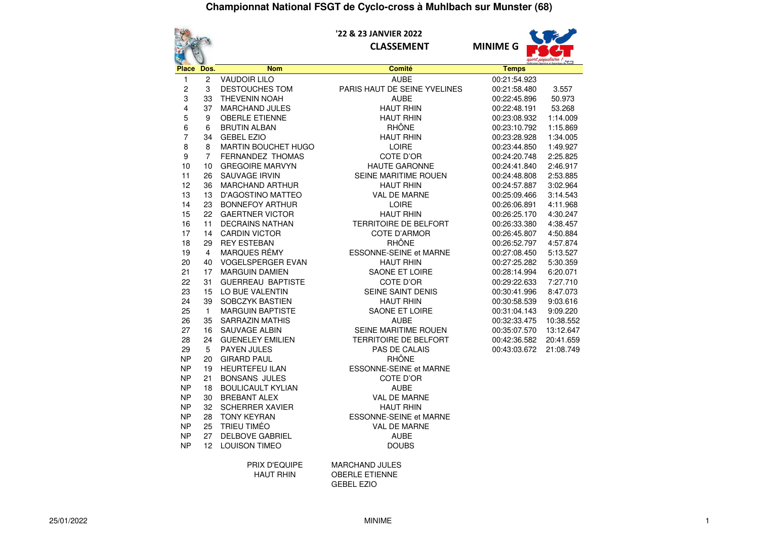# Championnat National FSGT de Cyclo-cross à Muhlbach sur Munster (68)

'22 & 23 JANVIER 2022

**CLASSEMENT**

**MINIME G**

| Place | Dos. | Nom | Comité | Temps | |
|---|---|---|---|---|---|
| 1 | 2 | VAUDOIR LILO | AUBE | 00:21:54.923 | |
| 2 | 3 | DESTOUCHES TOM | PARIS HAUT DE SEINE YVELINES | 00:21:58.480 | 3.557 |
| 3 | 33 | THEVENIN NOAH | AUBE | 00:22:45.896 | 50.973 |
| 4 | 37 | MARCHAND JULES | HAUT RHIN | 00:22:48.191 | 53.268 |
| 5 | 9 | OBERLE ETIENNE | HAUT RHIN | 00:23:08.932 | 1:14.009 |
| 6 | 6 | BRUTIN ALBAN | RHÔNE | 00:23:10.792 | 1:15.869 |
| 7 | 34 | GEBEL EZIO | HAUT RHIN | 00:23:28.928 | 1:34.005 |
| 8 | 8 | MARTIN BOUCHET HUGO | LOIRE | 00:23:44.850 | 1:49.927 |
| 9 | 7 | FERNANDEZ THOMAS | COTE D'OR | 00:24:20.748 | 2:25.825 |
| 10 | 10 | GREGOIRE MARVYN | HAUTE GARONNE | 00:24:41.840 | 2:46.917 |
| 11 | 26 | SAUVAGE IRVIN | SEINE MARITIME ROUEN | 00:24:48.808 | 2:53.885 |
| 12 | 36 | MARCHAND ARTHUR | HAUT RHIN | 00:24:57.887 | 3:02.964 |
| 13 | 13 | D'AGOSTINO MATTEO | VAL DE MARNE | 00:25:09.466 | 3:14.543 |
| 14 | 23 | BONNEFOY ARTHUR | LOIRE | 00:26:06.891 | 4:11.968 |
| 15 | 22 | GAERTNER VICTOR | HAUT RHIN | 00:26:25.170 | 4:30.247 |
| 16 | 11 | DECRAINS NATHAN | TERRITOIRE DE BELFORT | 00:26:33.380 | 4:38.457 |
| 17 | 14 | CARDIN VICTOR | COTE D'ARMOR | 00:26:45.807 | 4:50.884 |
| 18 | 29 | REY ESTEBAN | RHÔNE | 00:26:52.797 | 4:57.874 |
| 19 | 4 | MARQUES RÉMY | ESSONNE-SEINE et MARNE | 00:27:08.450 | 5:13.527 |
| 20 | 40 | VOGELSPERGER EVAN | HAUT RHIN | 00:27:25.282 | 5:30.359 |
| 21 | 17 | MARGUIN DAMIEN | SAONE ET LOIRE | 00:28:14.994 | 6:20.071 |
| 22 | 31 | GUERREAU BAPTISTE | COTE D'OR | 00:29:22.633 | 7:27.710 |
| 23 | 15 | LO BUE VALENTIN | SEINE SAINT DENIS | 00:30:41.996 | 8:47.073 |
| 24 | 39 | SOBCZYK BASTIEN | HAUT RHIN | 00:30:58.539 | 9:03.616 |
| 25 | 1 | MARGUIN BAPTISTE | SAONE ET LOIRE | 00:31:04.143 | 9:09.220 |
| 26 | 35 | SARRAZIN MATHIS | AUBE | 00:32:33.475 | 10:38.552 |
| 27 | 16 | SAUVAGE ALBIN | SEINE MARITIME ROUEN | 00:35:07.570 | 13:12.647 |
| 28 | 24 | GUENELEY EMILIEN | TERRITOIRE DE BELFORT | 00:42:36.582 | 20:41.659 |
| 29 | 5 | PAYEN JULES | PAS DE CALAIS | 00:43:03.672 | 21:08.749 |
| NP | 20 | GIRARD PAUL | RHÔNE | | |
| NP | 19 | HEURTEFEU ILAN | ESSONNE-SEINE et MARNE | | |
| NP | 21 | BONSANS JULES | COTE D'OR | | |
| NP | 18 | BOULICAULT KYLIAN | AUBE | | |
| NP | 30 | BREBANT ALEX | VAL DE MARNE | | |
| NP | 32 | SCHERRER XAVIER | HAUT RHIN | | |
| NP | 28 | TONY KEYRAN | ESSONNE-SEINE et MARNE | | |
| NP | 25 | TRIEU TIMÉO | VAL DE MARNE | | |
| NP | 27 | DELBOVE GABRIEL | AUBE | | |
| NP | 12 | LOUISON TIMEO | DOUBS | | |

PRIX D'EQUIPE
HAUT RHIN

MARCHAND JULES
OBERLE ETIENNE
GEBEL EZIO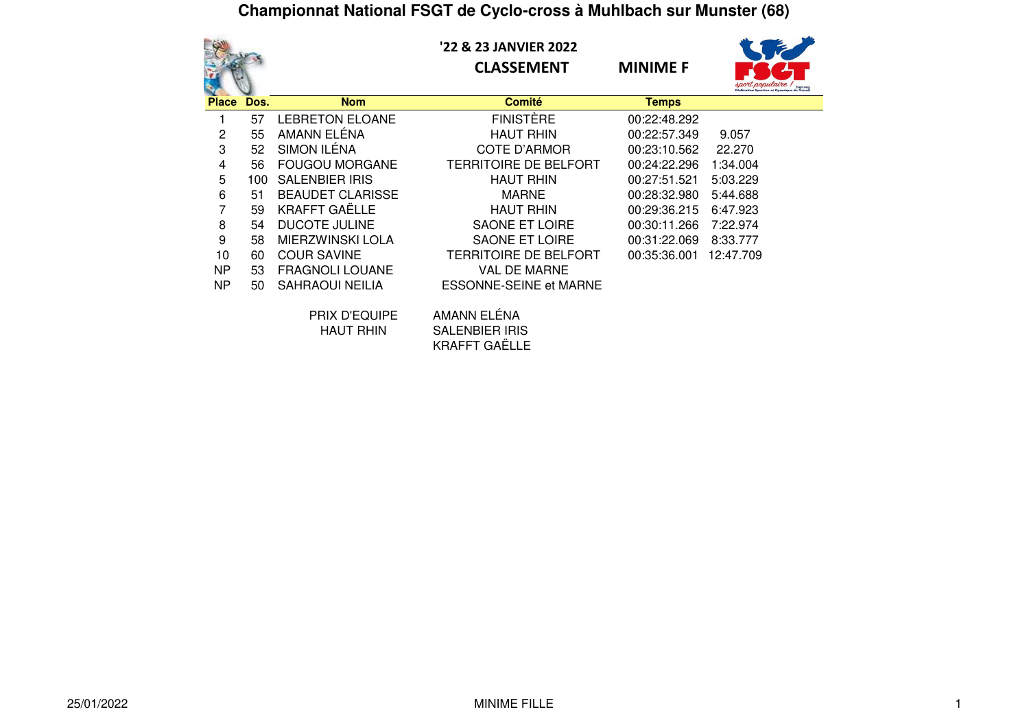# Championnat National FSGT de Cyclo-cross à Muhlbach sur Munster (68)

'22 & 23 JANVIER 2022

**CLASSEMENT** **MINIME F**

| Place | Dos. | Nom | Comité | Temps | |
|---|---|---|---|---|---|
| 1 | 57 | LEBRETON ELOANE | FINISTÈRE | 00:22:48.292 | |
| 2 | 55 | AMANN ELÉNA | HAUT RHIN | 00:22:57.349 | 9.057 |
| 3 | 52 | SIMON ILÉNA | COTE D'ARMOR | 00:23:10.562 | 22.270 |
| 4 | 56 | FOUGOU MORGANE | TERRITOIRE DE BELFORT | 00:24:22.296 | 1:34.004 |
| 5 | 100 | SALENBIER IRIS | HAUT RHIN | 00:27:51.521 | 5:03.229 |
| 6 | 51 | BEAUDET CLARISSE | MARNE | 00:28:32.980 | 5:44.688 |
| 7 | 59 | KRAFFT GAËLLE | HAUT RHIN | 00:29:36.215 | 6:47.923 |
| 8 | 54 | DUCOTE JULINE | SAONE ET LOIRE | 00:30:11.266 | 7:22.974 |
| 9 | 58 | MIERZWINSKI LOLA | SAONE ET LOIRE | 00:31:22.069 | 8:33.777 |
| 10 | 60 | COUR SAVINE | TERRITOIRE DE BELFORT | 00:35:36.001 | 12:47.709 |
| NP | 53 | FRAGNOLI LOUANE | VAL DE MARNE | | |
| NP | 50 | SAHRAOUI NEILIA | ESSONNE-SEINE et MARNE | | |

PRIX D'EQUIPE
HAUT RHIN

AMANN ELÉNA
SALENBIER IRIS
KRAFFT GAËLLE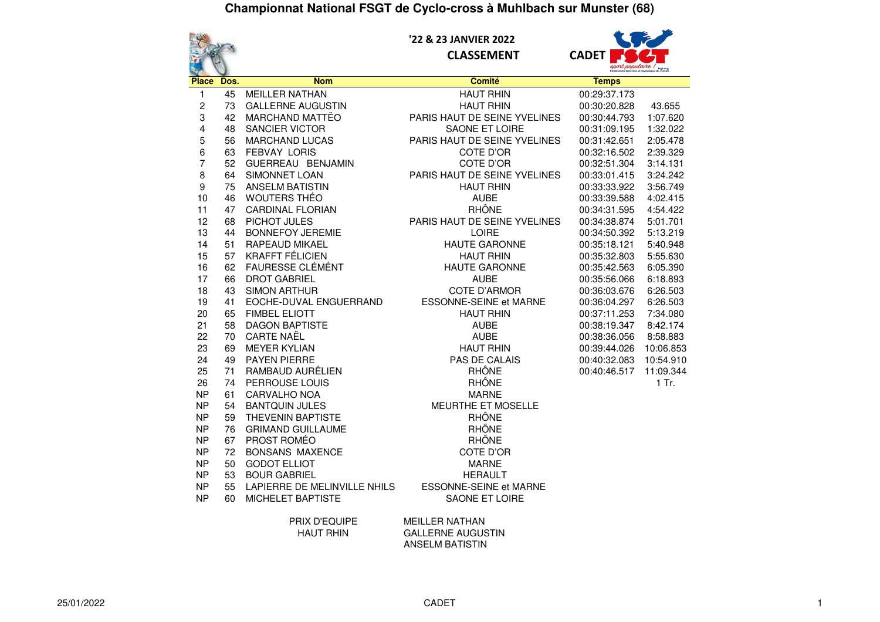# Championnat National FSGT de Cyclo-cross à Muhlbach sur Munster (68)

'22 & 23 JANVIER 2022

**CLASSEMENT**

**CADET**

| Place | Dos. | Nom | Comité | Temps | |
|---|---|---|---|---|---|
| 1 | 45 | MEILLER NATHAN | HAUT RHIN | 00:29:37.173 | |
| 2 | 73 | GALLERNE AUGUSTIN | HAUT RHIN | 00:30:20.828 | 43.655 |
| 3 | 42 | MARCHAND MATTËO | PARIS HAUT DE SEINE YVELINES | 00:30:44.793 | 1:07.620 |
| 4 | 48 | SANCIER VICTOR | SAONE ET LOIRE | 00:31:09.195 | 1:32.022 |
| 5 | 56 | MARCHAND LUCAS | PARIS HAUT DE SEINE YVELINES | 00:31:42.651 | 2:05.478 |
| 6 | 63 | FEBVAY LORIS | COTE D'OR | 00:32:16.502 | 2:39.329 |
| 7 | 52 | GUERREAU BENJAMIN | COTE D'OR | 00:32:51.304 | 3:14.131 |
| 8 | 64 | SIMONNET LOAN | PARIS HAUT DE SEINE YVELINES | 00:33:01.415 | 3:24.242 |
| 9 | 75 | ANSELM BATISTIN | HAUT RHIN | 00:33:33.922 | 3:56.749 |
| 10 | 46 | WOUTERS THÉO | AUBE | 00:33:39.588 | 4:02.415 |
| 11 | 47 | CARDINAL FLORIAN | RHÔNE | 00:34:31.595 | 4:54.422 |
| 12 | 68 | PICHOT JULES | PARIS HAUT DE SEINE YVELINES | 00:34:38.874 | 5:01.701 |
| 13 | 44 | BONNEFOY JEREMIE | LOIRE | 00:34:50.392 | 5:13.219 |
| 14 | 51 | RAPEAUD MIKAEL | HAUTE GARONNE | 00:35:18.121 | 5:40.948 |
| 15 | 57 | KRAFFT FÉLICIEN | HAUT RHIN | 00:35:32.803 | 5:55.630 |
| 16 | 62 | FAURESSE CLÉMÉNT | HAUTE GARONNE | 00:35:42.563 | 6:05.390 |
| 17 | 66 | DROT GABRIEL | AUBE | 00:35:56.066 | 6:18.893 |
| 18 | 43 | SIMON ARTHUR | COTE D'ARMOR | 00:36:03.676 | 6:26.503 |
| 19 | 41 | EOCHE-DUVAL ENGUERRAND | ESSONNE-SEINE et MARNE | 00:36:04.297 | 6:26.503 |
| 20 | 65 | FIMBEL ELIOTT | HAUT RHIN | 00:37:11.253 | 7:34.080 |
| 21 | 58 | DAGON BAPTISTE | AUBE | 00:38:19.347 | 8:42.174 |
| 22 | 70 | CARTE NAËL | AUBE | 00:38:36.056 | 8:58.883 |
| 23 | 69 | MEYER KYLIAN | HAUT RHIN | 00:39:44.026 | 10:06.853 |
| 24 | 49 | PAYEN PIERRE | PAS DE CALAIS | 00:40:32.083 | 10:54.910 |
| 25 | 71 | RAMBAUD AURÉLIEN | RHÔNE | 00:40:46.517 | 11:09.344 |
| 26 | 74 | PERROUSE LOUIS | RHÔNE | | 1 Tr. |
| NP | 61 | CARVALHO NOA | MARNE | | |
| NP | 54 | BANTQUIN JULES | MEURTHE ET MOSELLE | | |
| NP | 59 | THEVENIN BAPTISTE | RHÔNE | | |
| NP | 76 | GRIMAND GUILLAUME | RHÔNE | | |
| NP | 67 | PROST ROMÉO | RHÔNE | | |
| NP | 72 | BONSANS MAXENCE | COTE D'OR | | |
| NP | 50 | GODOT ELLIOT | MARNE | | |
| NP | 53 | BOUR GABRIEL | HERAULT | | |
| NP | 55 | LAPIERRE DE MELINVILLE NHILS | ESSONNE-SEINE et MARNE | | |
| NP | 60 | MICHELET BAPTISTE | SAONE ET LOIRE | | |

PRIX D'EQUIPE
HAUT RHIN

MEILLER NATHAN
GALLERNE AUGUSTIN
ANSELM BATISTIN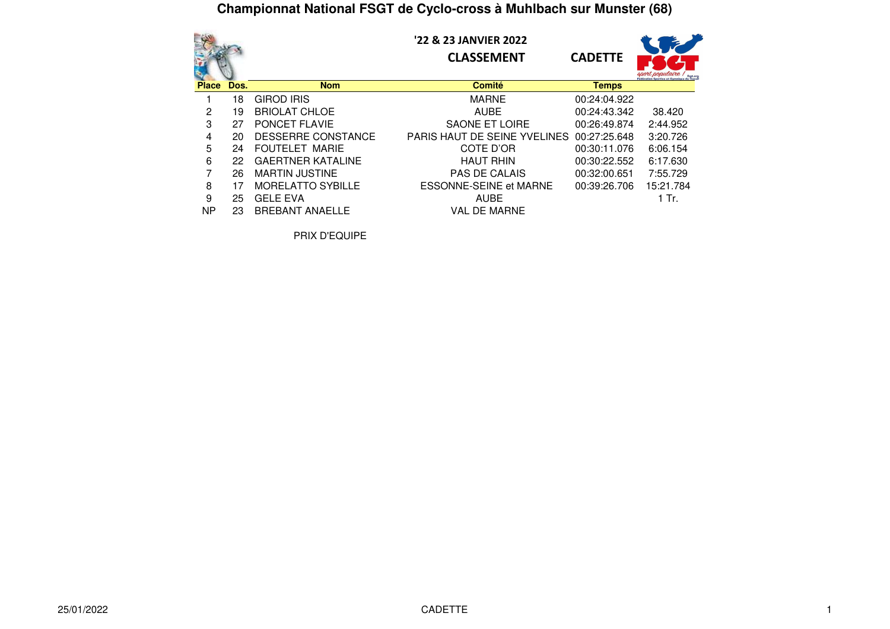# Championnat National FSGT de Cyclo-cross à Muhlbach sur Munster (68)

'22 & 23 JANVIER 2022

**CLASSEMENT** **CADETTE**

| Place | Dos. | Nom | Comité | Temps | |
|---|---|---|---|---|---|
| 1 | 18 | GIROD IRIS | MARNE | 00:24:04.922 | |
| 2 | 19 | BRIOLAT CHLOE | AUBE | 00:24:43.342 | 38.420 |
| 3 | 27 | PONCET FLAVIE | SAONE ET LOIRE | 00:26:49.874 | 2:44.952 |
| 4 | 20 | DESSERRE CONSTANCE | PARIS HAUT DE SEINE YVELINES | 00:27:25.648 | 3:20.726 |
| 5 | 24 | FOUTELET MARIE | COTE D'OR | 00:30:11.076 | 6:06.154 |
| 6 | 22 | GAERTNER KATALINE | HAUT RHIN | 00:30:22.552 | 6:17.630 |
| 7 | 26 | MARTIN JUSTINE | PAS DE CALAIS | 00:32:00.651 | 7:55.729 |
| 8 | 17 | MORELATTO SYBILLE | ESSONNE-SEINE et MARNE | 00:39:26.706 | 15:21.784 |
| 9 | 25 | GELE EVA | AUBE | | 1 Tr. |
| NP | 23 | BREBANT ANAELLE | VAL DE MARNE | | |

PRIX D'EQUIPE

25/01/2022 CADETTE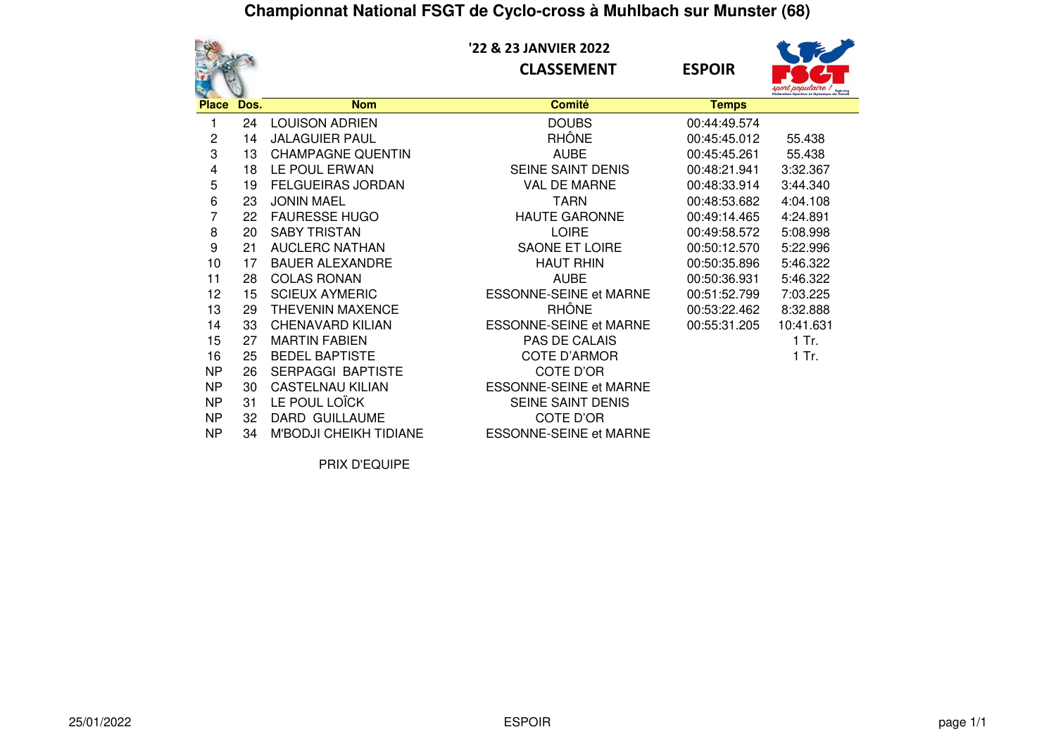# Championnat National FSGT de Cyclo-cross à Muhlbach sur Munster (68)

'22 & 23 JANVIER 2022

**CLASSEMENT** **ESPOIR**

| Place | Dos. | Nom | Comité | Temps | |
|---|---|---|---|---|---|
| 1 | 24 | LOUISON ADRIEN | DOUBS | 00:44:49.574 | |
| 2 | 14 | JALAGUIER PAUL | RHÔNE | 00:45:45.012 | 55.438 |
| 3 | 13 | CHAMPAGNE QUENTIN | AUBE | 00:45:45.261 | 55.438 |
| 4 | 18 | LE POUL ERWAN | SEINE SAINT DENIS | 00:48:21.941 | 3:32.367 |
| 5 | 19 | FELGUEIRAS JORDAN | VAL DE MARNE | 00:48:33.914 | 3:44.340 |
| 6 | 23 | JONIN MAEL | TARN | 00:48:53.682 | 4:04.108 |
| 7 | 22 | FAURESSE HUGO | HAUTE GARONNE | 00:49:14.465 | 4:24.891 |
| 8 | 20 | SABY TRISTAN | LOIRE | 00:49:58.572 | 5:08.998 |
| 9 | 21 | AUCLERC NATHAN | SAONE ET LOIRE | 00:50:12.570 | 5:22.996 |
| 10 | 17 | BAUER ALEXANDRE | HAUT RHIN | 00:50:35.896 | 5:46.322 |
| 11 | 28 | COLAS RONAN | AUBE | 00:50:36.931 | 5:46.322 |
| 12 | 15 | SCIEUX AYMERIC | ESSONNE-SEINE et MARNE | 00:51:52.799 | 7:03.225 |
| 13 | 29 | THEVENIN MAXENCE | RHÔNE | 00:53:22.462 | 8:32.888 |
| 14 | 33 | CHENAVARD KILIAN | ESSONNE-SEINE et MARNE | 00:55:31.205 | 10:41.631 |
| 15 | 27 | MARTIN FABIEN | PAS DE CALAIS | | 1 Tr. |
| 16 | 25 | BEDEL BAPTISTE | COTE D'ARMOR | | 1 Tr. |
| NP | 26 | SERPAGGI BAPTISTE | COTE D'OR | | |
| NP | 30 | CASTELNAU KILIAN | ESSONNE-SEINE et MARNE | | |
| NP | 31 | LE POUL LOÏCK | SEINE SAINT DENIS | | |
| NP | 32 | DARD GUILLAUME | COTE D'OR | | |
| NP | 34 | M'BODJI CHEIKH TIDIANE | ESSONNE-SEINE et MARNE | | |

PRIX D'EQUIPE

25/01/2022 ESPOIR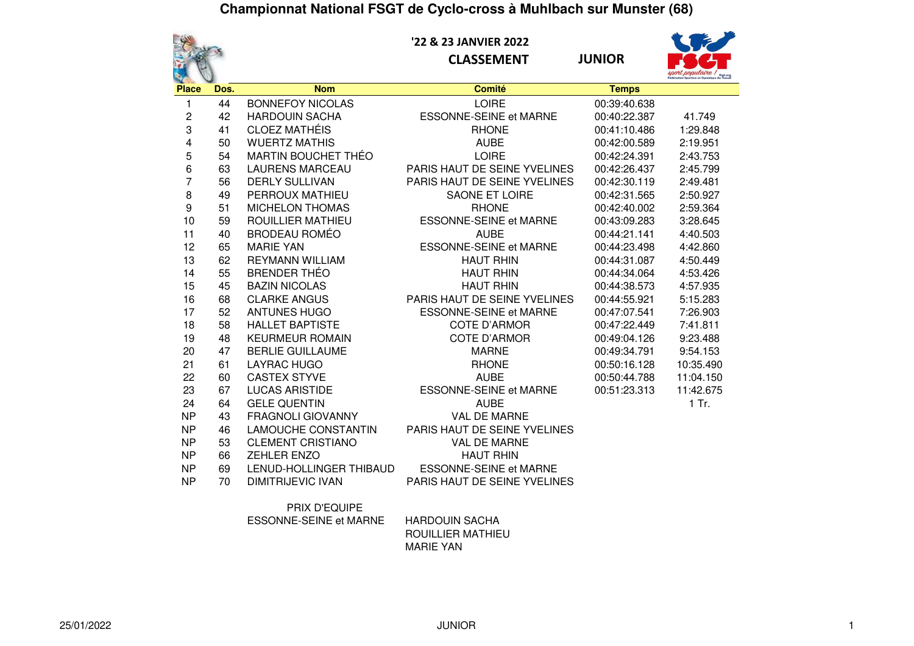# Championnat National FSGT de Cyclo-cross à Muhlbach sur Munster (68)

'22 & 23 JANVIER 2022

**CLASSEMENT** **JUNIOR**

| Place | Dos. | Nom | Comité | Temps | |
|---|---|---|---|---|---|
| 1 | 44 | BONNEFOY NICOLAS | LOIRE | 00:39:40.638 | |
| 2 | 42 | HARDOUIN SACHA | ESSONNE-SEINE et MARNE | 00:40:22.387 | 41.749 |
| 3 | 41 | CLOEZ MATHÉIS | RHONE | 00:41:10.486 | 1:29.848 |
| 4 | 50 | WUERTZ MATHIS | AUBE | 00:42:00.589 | 2:19.951 |
| 5 | 54 | MARTIN BOUCHET THÉO | LOIRE | 00:42:24.391 | 2:43.753 |
| 6 | 63 | LAURENS MARCEAU | PARIS HAUT DE SEINE YVELINES | 00:42:26.437 | 2:45.799 |
| 7 | 56 | DERLY SULLIVAN | PARIS HAUT DE SEINE YVELINES | 00:42:30.119 | 2:49.481 |
| 8 | 49 | PERROUX MATHIEU | SAONE ET LOIRE | 00:42:31.565 | 2:50.927 |
| 9 | 51 | MICHELON THOMAS | RHONE | 00:42:40.002 | 2:59.364 |
| 10 | 59 | ROUILLIER MATHIEU | ESSONNE-SEINE et MARNE | 00:43:09.283 | 3:28.645 |
| 11 | 40 | BRODEAU ROMÉO | AUBE | 00:44:21.141 | 4:40.503 |
| 12 | 65 | MARIE YAN | ESSONNE-SEINE et MARNE | 00:44:23.498 | 4:42.860 |
| 13 | 62 | REYMANN WILLIAM | HAUT RHIN | 00:44:31.087 | 4:50.449 |
| 14 | 55 | BRENDER THÉO | HAUT RHIN | 00:44:34.064 | 4:53.426 |
| 15 | 45 | BAZIN NICOLAS | HAUT RHIN | 00:44:38.573 | 4:57.935 |
| 16 | 68 | CLARKE ANGUS | PARIS HAUT DE SEINE YVELINES | 00:44:55.921 | 5:15.283 |
| 17 | 52 | ANTUNES HUGO | ESSONNE-SEINE et MARNE | 00:47:07.541 | 7:26.903 |
| 18 | 58 | HALLET BAPTISTE | COTE D'ARMOR | 00:47:22.449 | 7:41.811 |
| 19 | 48 | KEURMEUR ROMAIN | COTE D'ARMOR | 00:49:04.126 | 9:23.488 |
| 20 | 47 | BERLIE GUILLAUME | MARNE | 00:49:34.791 | 9:54.153 |
| 21 | 61 | LAYRAC HUGO | RHONE | 00:50:16.128 | 10:35.490 |
| 22 | 60 | CASTEX STYVE | AUBE | 00:50:44.788 | 11:04.150 |
| 23 | 67 | LUCAS ARISTIDE | ESSONNE-SEINE et MARNE | 00:51:23.313 | 11:42.675 |
| 24 | 64 | GELE QUENTIN | AUBE | | 1 Tr. |
| NP | 43 | FRAGNOLI GIOVANNY | VAL DE MARNE | | |
| NP | 46 | LAMOUCHE CONSTANTIN | PARIS HAUT DE SEINE YVELINES | | |
| NP | 53 | CLEMENT CRISTIANO | VAL DE MARNE | | |
| NP | 66 | ZEHLER ENZO | HAUT RHIN | | |
| NP | 69 | LENUD-HOLLINGER THIBAUD | ESSONNE-SEINE et MARNE | | |
| NP | 70 | DIMITRIJEVIC IVAN | PARIS HAUT DE SEINE YVELINES | | |

PRIX D'EQUIPE

ESSONNE-SEINE et MARNE

- HARDOUIN SACHA
- ROUILLIER MATHIEU
- MARIE YAN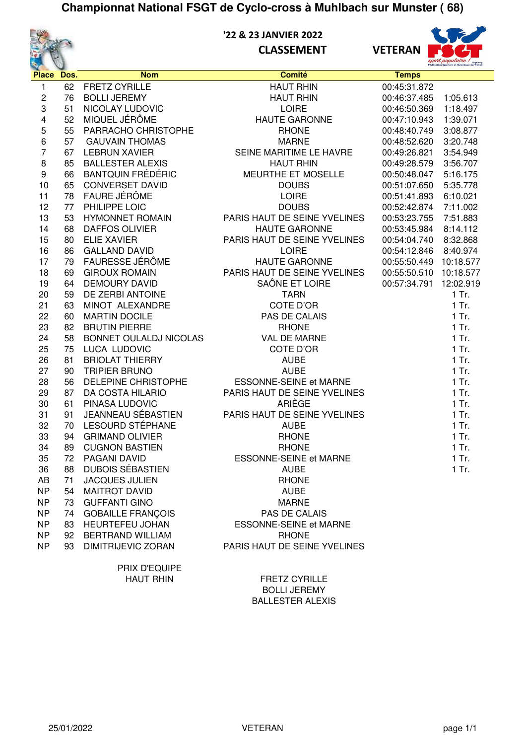# Championnat National FSGT de Cyclo-cross à Muhlbach sur Munster ( 68)

'22 & 23 JANVIER 2022

**CLASSEMENT** **VETERAN**

| Place | Dos. | Nom | Comité | Temps | |
|---|---|---|---|---|---|
| 1 | 62 | FRETZ CYRILLE | HAUT RHIN | 00:45:31.872 | |
| 2 | 76 | BOLLI JEREMY | HAUT RHIN | 00:46:37.485 | 1:05.613 |
| 3 | 51 | NICOLAY LUDOVIC | LOIRE | 00:46:50.369 | 1:18.497 |
| 4 | 52 | MIQUEL JÉRÔME | HAUTE GARONNE | 00:47:10.943 | 1:39.071 |
| 5 | 55 | PARRACHO CHRISTOPHE | RHONE | 00:48:40.749 | 3:08.877 |
| 6 | 57 | GAUVAIN THOMAS | MARNE | 00:48:52.620 | 3:20.748 |
| 7 | 67 | LEBRUN XAVIER | SEINE MARITIME LE HAVRE | 00:49:26.821 | 3:54.949 |
| 8 | 85 | BALLESTER ALEXIS | HAUT RHIN | 00:49:28.579 | 3:56.707 |
| 9 | 66 | BANTQUIN FRÉDÉRIC | MEURTHE ET MOSELLE | 00:50:48.047 | 5:16.175 |
| 10 | 65 | CONVERSET DAVID | DOUBS | 00:51:07.650 | 5:35.778 |
| 11 | 78 | FAURE JÉRÔME | LOIRE | 00:51:41.893 | 6:10.021 |
| 12 | 77 | PHILIPPE LOIC | DOUBS | 00:52:42.874 | 7:11.002 |
| 13 | 53 | HYMONNET ROMAIN | PARIS HAUT DE SEINE YVELINES | 00:53:23.755 | 7:51.883 |
| 14 | 68 | DAFFOS OLIVIER | HAUTE GARONNE | 00:53:45.984 | 8:14.112 |
| 15 | 80 | ELIE XAVIER | PARIS HAUT DE SEINE YVELINES | 00:54:04.740 | 8:32.868 |
| 16 | 86 | GALLAND DAVID | LOIRE | 00:54:12.846 | 8:40.974 |
| 17 | 79 | FAURESSE JÉRÔME | HAUTE GARONNE | 00:55:50.449 | 10:18.577 |
| 18 | 69 | GIROUX ROMAIN | PARIS HAUT DE SEINE YVELINES | 00:55:50.510 | 10:18.577 |
| 19 | 64 | DEMOURY DAVID | SAÔNE ET LOIRE | 00:57:34.791 | 12:02.919 |
| 20 | 59 | DE ZERBI ANTOINE | TARN | | 1 Tr. |
| 21 | 63 | MINOT ALEXANDRE | COTE D'OR | | 1 Tr. |
| 22 | 60 | MARTIN DOCILE | PAS DE CALAIS | | 1 Tr. |
| 23 | 82 | BRUTIN PIERRE | RHONE | | 1 Tr. |
| 24 | 58 | BONNET OULALDJ NICOLAS | VAL DE MARNE | | 1 Tr. |
| 25 | 75 | LUCA LUDOVIC | COTE D'OR | | 1 Tr. |
| 26 | 81 | BRIOLAT THIERRY | AUBE | | 1 Tr. |
| 27 | 90 | TRIPIER BRUNO | AUBE | | 1 Tr. |
| 28 | 56 | DELEPINE CHRISTOPHE | ESSONNE-SEINE et MARNE | | 1 Tr. |
| 29 | 87 | DA COSTA HILARIO | PARIS HAUT DE SEINE YVELINES | | 1 Tr. |
| 30 | 61 | PINASA LUDOVIC | ARIÈGE | | 1 Tr. |
| 31 | 91 | JEANNEAU SÉBASTIEN | PARIS HAUT DE SEINE YVELINES | | 1 Tr. |
| 32 | 70 | LESOURD STÉPHANE | AUBE | | 1 Tr. |
| 33 | 94 | GRIMAND OLIVIER | RHONE | | 1 Tr. |
| 34 | 89 | CUGNON BASTIEN | RHONE | | 1 Tr. |
| 35 | 72 | PAGANI DAVID | ESSONNE-SEINE et MARNE | | 1 Tr. |
| 36 | 88 | DUBOIS SÉBASTIEN | AUBE | | 1 Tr. |
| AB | 71 | JACQUES JULIEN | RHONE | | |
| NP | 54 | MAITROT DAVID | AUBE | | |
| NP | 73 | GUFFANTI GINO | MARNE | | |
| NP | 74 | GOBAILLE FRANÇOIS | PAS DE CALAIS | | |
| NP | 83 | HEURTEFEU JOHAN | ESSONNE-SEINE et MARNE | | |
| NP | 92 | BERTRAND WILLIAM | RHONE | | |
| NP | 93 | DIMITRIJEVIC ZORAN | PARIS HAUT DE SEINE YVELINES | | |

PRIX D'EQUIPE
HAUT RHIN

FRETZ CYRILLE
BOLLI JEREMY
BALLESTER ALEXIS

25/01/2022 VETERAN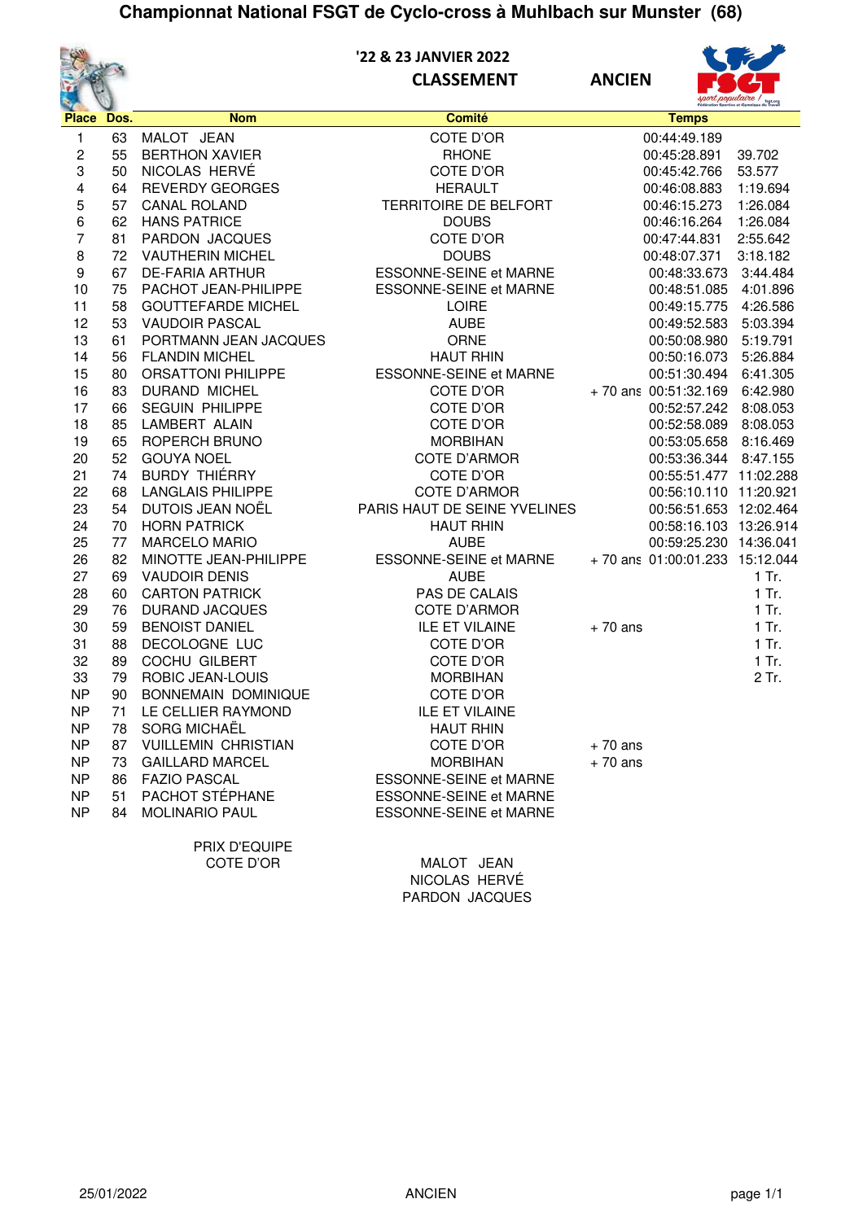# Championnat National FSGT de Cyclo-cross à Muhlbach sur Munster (68)

'22 & 23 JANVIER 2022

**CLASSEMENT** **ANCIEN**

| Place | Dos. | Nom | Comité | | Temps | |
|---|---|---|---|---|---|---|
| 1 | 63 | MALOT JEAN | COTE D'OR | | 00:44:49.189 | |
| 2 | 55 | BERTHON XAVIER | RHONE | | 00:45:28.891 | 39.702 |
| 3 | 50 | NICOLAS HERVÉ | COTE D'OR | | 00:45:42.766 | 53.577 |
| 4 | 64 | REVERDY GEORGES | HERAULT | | 00:46:08.883 | 1:19.694 |
| 5 | 57 | CANAL ROLAND | TERRITOIRE DE BELFORT | | 00:46:15.273 | 1:26.084 |
| 6 | 62 | HANS PATRICE | DOUBS | | 00:46:16.264 | 1:26.084 |
| 7 | 81 | PARDON JACQUES | COTE D'OR | | 00:47:44.831 | 2:55.642 |
| 8 | 72 | VAUTHERIN MICHEL | DOUBS | | 00:48:07.371 | 3:18.182 |
| 9 | 67 | DE-FARIA ARTHUR | ESSONNE-SEINE et MARNE | | 00:48:33.673 | 3:44.484 |
| 10 | 75 | PACHOT JEAN-PHILIPPE | ESSONNE-SEINE et MARNE | | 00:48:51.085 | 4:01.896 |
| 11 | 58 | GOUTTEFARDE MICHEL | LOIRE | | 00:49:15.775 | 4:26.586 |
| 12 | 53 | VAUDOIR PASCAL | AUBE | | 00:49:52.583 | 5:03.394 |
| 13 | 61 | PORTMANN JEAN JACQUES | ORNE | | 00:50:08.980 | 5:19.791 |
| 14 | 56 | FLANDIN MICHEL | HAUT RHIN | | 00:50:16.073 | 5:26.884 |
| 15 | 80 | ORSATTONI PHILIPPE | ESSONNE-SEINE et MARNE | | 00:51:30.494 | 6:41.305 |
| 16 | 83 | DURAND MICHEL | COTE D'OR | + 70 ans | 00:51:32.169 | 6:42.980 |
| 17 | 66 | SEGUIN PHILIPPE | COTE D'OR | | 00:52:57.242 | 8:08.053 |
| 18 | 85 | LAMBERT ALAIN | COTE D'OR | | 00:52:58.089 | 8:08.053 |
| 19 | 65 | ROPERCH BRUNO | MORBIHAN | | 00:53:05.658 | 8:16.469 |
| 20 | 52 | GOUYA NOEL | COTE D'ARMOR | | 00:53:36.344 | 8:47.155 |
| 21 | 74 | BURDY THIÉRRY | COTE D'OR | | 00:55:51.477 | 11:02.288 |
| 22 | 68 | LANGLAIS PHILIPPE | COTE D'ARMOR | | 00:56:10.110 | 11:20.921 |
| 23 | 54 | DUTOIS JEAN NOËL | PARIS HAUT DE SEINE YVELINES | | 00:56:51.653 | 12:02.464 |
| 24 | 70 | HORN PATRICK | HAUT RHIN | | 00:58:16.103 | 13:26.914 |
| 25 | 77 | MARCELO MARIO | AUBE | | 00:59:25.230 | 14:36.041 |
| 26 | 82 | MINOTTE JEAN-PHILIPPE | ESSONNE-SEINE et MARNE | + 70 ans | 01:00:01.233 | 15:12.044 |
| 27 | 69 | VAUDOIR DENIS | AUBE | | | 1 Tr. |
| 28 | 60 | CARTON PATRICK | PAS DE CALAIS | | | 1 Tr. |
| 29 | 76 | DURAND JACQUES | COTE D'ARMOR | | | 1 Tr. |
| 30 | 59 | BENOIST DANIEL | ILE ET VILAINE | + 70 ans | | 1 Tr. |
| 31 | 88 | DECOLOGNE LUC | COTE D'OR | | | 1 Tr. |
| 32 | 89 | COCHU GILBERT | COTE D'OR | | | 1 Tr. |
| 33 | 79 | ROBIC JEAN-LOUIS | MORBIHAN | | | 2 Tr. |
| NP | 90 | BONNEMAIN DOMINIQUE | COTE D'OR | | | |
| NP | 71 | LE CELLIER RAYMOND | ILE ET VILAINE | | | |
| NP | 78 | SORG MICHAËL | HAUT RHIN | | | |
| NP | 87 | VUILLEMIN CHRISTIAN | COTE D'OR | + 70 ans | | |
| NP | 73 | GAILLARD MARCEL | MORBIHAN | + 70 ans | | |
| NP | 86 | FAZIO PASCAL | ESSONNE-SEINE et MARNE | | | |
| NP | 51 | PACHOT STÉPHANE | ESSONNE-SEINE et MARNE | | | |
| NP | 84 | MOLINARIO PAUL | ESSONNE-SEINE et MARNE | | | |

PRIX D'EQUIPE
COTE D'OR

MALOT JEAN
NICOLAS HERVÉ
PARDON JACQUES

25/01/2022 ANCIEN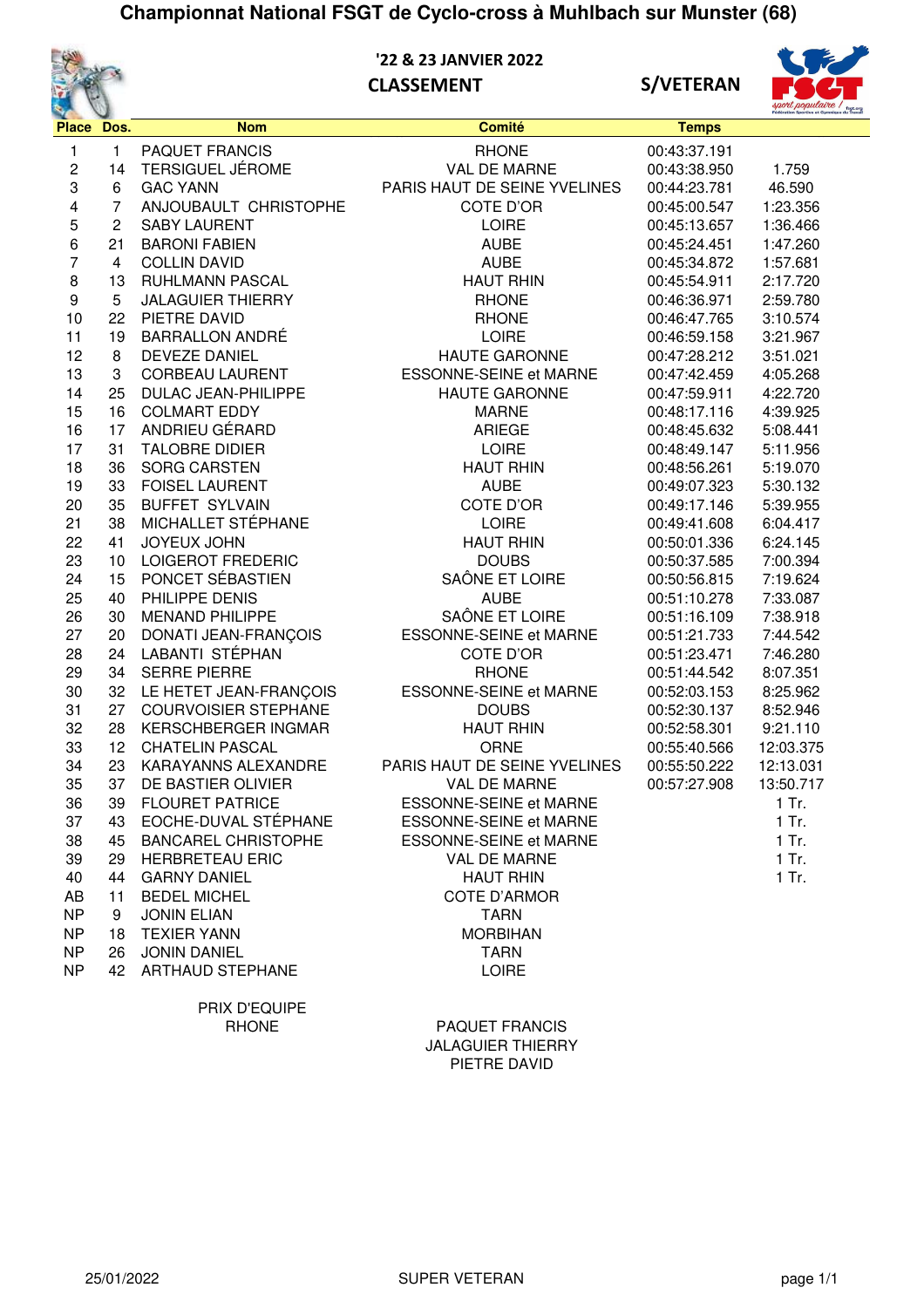# Championnat National FSGT de Cyclo-cross à Muhlbach sur Munster (68)

**'22 & 23 JANVIER 2022**

**CLASSEMENT**

**S/VETERAN**

| Place | Dos. | Nom | Comité | Temps | |
|---|---|---|---|---|---|
| 1 | 1 | PAQUET FRANCIS | RHONE | 00:43:37.191 | |
| 2 | 14 | TERSIGUEL JÉROME | VAL DE MARNE | 00:43:38.950 | 1.759 |
| 3 | 6 | GAC YANN | PARIS HAUT DE SEINE YVELINES | 00:44:23.781 | 46.590 |
| 4 | 7 | ANJOUBAULT CHRISTOPHE | COTE D'OR | 00:45:00.547 | 1:23.356 |
| 5 | 2 | SABY LAURENT | LOIRE | 00:45:13.657 | 1:36.466 |
| 6 | 21 | BARONI FABIEN | AUBE | 00:45:24.451 | 1:47.260 |
| 7 | 4 | COLLIN DAVID | AUBE | 00:45:34.872 | 1:57.681 |
| 8 | 13 | RUHLMANN PASCAL | HAUT RHIN | 00:45:54.911 | 2:17.720 |
| 9 | 5 | JALAGUIER THIERRY | RHONE | 00:46:36.971 | 2:59.780 |
| 10 | 22 | PIETRE DAVID | RHONE | 00:46:47.765 | 3:10.574 |
| 11 | 19 | BARRALLON ANDRÉ | LOIRE | 00:46:59.158 | 3:21.967 |
| 12 | 8 | DEVEZE DANIEL | HAUTE GARONNE | 00:47:28.212 | 3:51.021 |
| 13 | 3 | CORBEAU LAURENT | ESSONNE-SEINE et MARNE | 00:47:42.459 | 4:05.268 |
| 14 | 25 | DULAC JEAN-PHILIPPE | HAUTE GARONNE | 00:47:59.911 | 4:22.720 |
| 15 | 16 | COLMART EDDY | MARNE | 00:48:17.116 | 4:39.925 |
| 16 | 17 | ANDRIEU GÉRARD | ARIEGE | 00:48:45.632 | 5:08.441 |
| 17 | 31 | TALOBRE DIDIER | LOIRE | 00:48:49.147 | 5:11.956 |
| 18 | 36 | SORG CARSTEN | HAUT RHIN | 00:48:56.261 | 5:19.070 |
| 19 | 33 | FOISEL LAURENT | AUBE | 00:49:07.323 | 5:30.132 |
| 20 | 35 | BUFFET SYLVAIN | COTE D'OR | 00:49:17.146 | 5:39.955 |
| 21 | 38 | MICHALLET STÉPHANE | LOIRE | 00:49:41.608 | 6:04.417 |
| 22 | 41 | JOYEUX JOHN | HAUT RHIN | 00:50:01.336 | 6:24.145 |
| 23 | 10 | LOIGEROT FREDERIC | DOUBS | 00:50:37.585 | 7:00.394 |
| 24 | 15 | PONCET SÉBASTIEN | SAÔNE ET LOIRE | 00:50:56.815 | 7:19.624 |
| 25 | 40 | PHILIPPE DENIS | AUBE | 00:51:10.278 | 7:33.087 |
| 26 | 30 | MENAND PHILIPPE | SAÔNE ET LOIRE | 00:51:16.109 | 7:38.918 |
| 27 | 20 | DONATI JEAN-FRANÇOIS | ESSONNE-SEINE et MARNE | 00:51:21.733 | 7:44.542 |
| 28 | 24 | LABANTI STÉPHAN | COTE D'OR | 00:51:23.471 | 7:46.280 |
| 29 | 34 | SERRE PIERRE | RHONE | 00:51:44.542 | 8:07.351 |
| 30 | 32 | LE HETET JEAN-FRANÇOIS | ESSONNE-SEINE et MARNE | 00:52:03.153 | 8:25.962 |
| 31 | 27 | COURVOISIER STEPHANE | DOUBS | 00:52:30.137 | 8:52.946 |
| 32 | 28 | KERSCHBERGER INGMAR | HAUT RHIN | 00:52:58.301 | 9:21.110 |
| 33 | 12 | CHATELIN PASCAL | ORNE | 00:55:40.566 | 12:03.375 |
| 34 | 23 | KARAYANNS ALEXANDRE | PARIS HAUT DE SEINE YVELINES | 00:55:50.222 | 12:13.031 |
| 35 | 37 | DE BASTIER OLIVIER | VAL DE MARNE | 00:57:27.908 | 13:50.717 |
| 36 | 39 | FLOURET PATRICE | ESSONNE-SEINE et MARNE | | 1 Tr. |
| 37 | 43 | EOCHE-DUVAL STÉPHANE | ESSONNE-SEINE et MARNE | | 1 Tr. |
| 38 | 45 | BANCAREL CHRISTOPHE | ESSONNE-SEINE et MARNE | | 1 Tr. |
| 39 | 29 | HERBRETEAU ERIC | VAL DE MARNE | | 1 Tr. |
| 40 | 44 | GARNY DANIEL | HAUT RHIN | | 1 Tr. |
| AB | 11 | BEDEL MICHEL | COTE D'ARMOR | | |
| NP | 9 | JONIN ELIAN | TARN | | |
| NP | 18 | TEXIER YANN | MORBIHAN | | |
| NP | 26 | JONIN DANIEL | TARN | | |
| NP | 42 | ARTHAUD STEPHANE | LOIRE | | |

PRIX D'EQUIPE
RHONE

PAQUET FRANCIS
JALAGUIER THIERRY
PIETRE DAVID

25/01/2022 SUPER VETERAN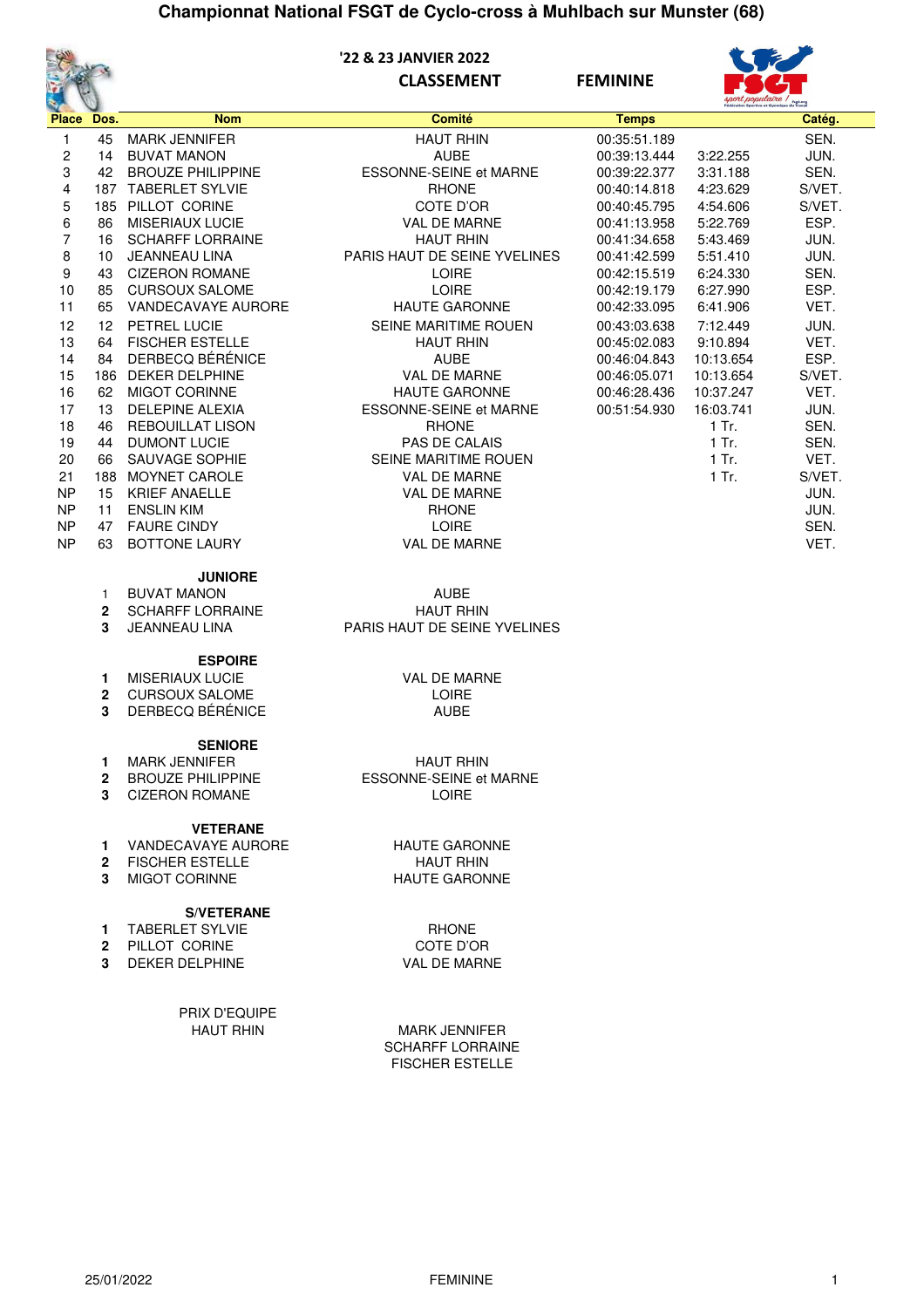# Championnat National FSGT de Cyclo-cross à Muhlbach sur Munster (68)

'22 & 23 JANVIER 2022

**CLASSEMENT** **FEMININE**

| Place | Dos. | Nom | Comité | Temps | | Catég. |
|---|---|---|---|---|---|---|
| 1 | 45 | MARK JENNIFER | HAUT RHIN | 00:35:51.189 | | SEN. |
| 2 | 14 | BUVAT MANON | AUBE | 00:39:13.444 | 3:22.255 | JUN. |
| 3 | 42 | BROUZE PHILIPPINE | ESSONNE-SEINE et MARNE | 00:39:22.377 | 3:31.188 | SEN. |
| 4 | 187 | TABERLET SYLVIE | RHONE | 00:40:14.818 | 4:23.629 | S/VET. |
| 5 | 185 | PILLOT CORINE | COTE D'OR | 00:40:45.795 | 4:54.606 | S/VET. |
| 6 | 86 | MISERIAUX LUCIE | VAL DE MARNE | 00:41:13.958 | 5:22.769 | ESP. |
| 7 | 16 | SCHARFF LORRAINE | HAUT RHIN | 00:41:34.658 | 5:43.469 | JUN. |
| 8 | 10 | JEANNEAU LINA | PARIS HAUT DE SEINE YVELINES | 00:41:42.599 | 5:51.410 | JUN. |
| 9 | 43 | CIZERON ROMANE | LOIRE | 00:42:15.519 | 6:24.330 | SEN. |
| 10 | 85 | CURSOUX SALOME | LOIRE | 00:42:19.179 | 6:27.990 | ESP. |
| 11 | 65 | VANDECAVAYE AURORE | HAUTE GARONNE | 00:42:33.095 | 6:41.906 | VET. |
| 12 | 12 | PETREL LUCIE | SEINE MARITIME ROUEN | 00:43:03.638 | 7:12.449 | JUN. |
| 13 | 64 | FISCHER ESTELLE | HAUT RHIN | 00:45:02.083 | 9:10.894 | VET. |
| 14 | 84 | DERBECQ BÉRÉNICE | AUBE | 00:46:04.843 | 10:13.654 | ESP. |
| 15 | 186 | DEKER DELPHINE | VAL DE MARNE | 00:46:05.071 | 10:13.654 | S/VET. |
| 16 | 62 | MIGOT CORINNE | HAUTE GARONNE | 00:46:28.436 | 10:37.247 | VET. |
| 17 | 13 | DELEPINE ALEXIA | ESSONNE-SEINE et MARNE | 00:51:54.930 | 16:03.741 | JUN. |
| 18 | 46 | REBOUILLAT LISON | RHONE | | 1 Tr. | SEN. |
| 19 | 44 | DUMONT LUCIE | PAS DE CALAIS | | 1 Tr. | SEN. |
| 20 | 66 | SAUVAGE SOPHIE | SEINE MARITIME ROUEN | | 1 Tr. | VET. |
| 21 | 188 | MOYNET CAROLE | VAL DE MARNE | | 1 Tr. | S/VET. |
| NP | 15 | KRIEF ANAELLE | VAL DE MARNE | | | JUN. |
| NP | 11 | ENSLIN KIM | RHONE | | | JUN. |
| NP | 47 | FAURE CINDY | LOIRE | | | SEN. |
| NP | 63 | BOTTONE LAURY | VAL DE MARNE | | | VET. |

**JUNIORE**

| | | |
|---|---|---|
| 1 | BUVAT MANON | AUBE |
| 2 | SCHARFF LORRAINE | HAUT RHIN |
| 3 | JEANNEAU LINA | PARIS HAUT DE SEINE YVELINES |

**ESPOIRE**

| | | |
|---|---|---|
| 1 | MISERIAUX LUCIE | VAL DE MARNE |
| 2 | CURSOUX SALOME | LOIRE |
| 3 | DERBECQ BÉRÉNICE | AUBE |

**SENIORE**

| | | |
|---|---|---|
| 1 | MARK JENNIFER | HAUT RHIN |
| 2 | BROUZE PHILIPPINE | ESSONNE-SEINE et MARNE |
| 3 | CIZERON ROMANE | LOIRE |

**VETERANE**

| | | |
|---|---|---|
| 1 | VANDECAVAYE AURORE | HAUTE GARONNE |
| 2 | FISCHER ESTELLE | HAUT RHIN |
| 3 | MIGOT CORINNE | HAUTE GARONNE |

**S/VETERANE**

| | | |
|---|---|---|
| 1 | TABERLET SYLVIE | RHONE |
| 2 | PILLOT CORINE | COTE D'OR |
| 3 | DEKER DELPHINE | VAL DE MARNE |

PRIX D'EQUIPE
HAUT RHIN

MARK JENNIFER
SCHARFF LORRAINE
FISCHER ESTELLE

25/01/2022 FEMININE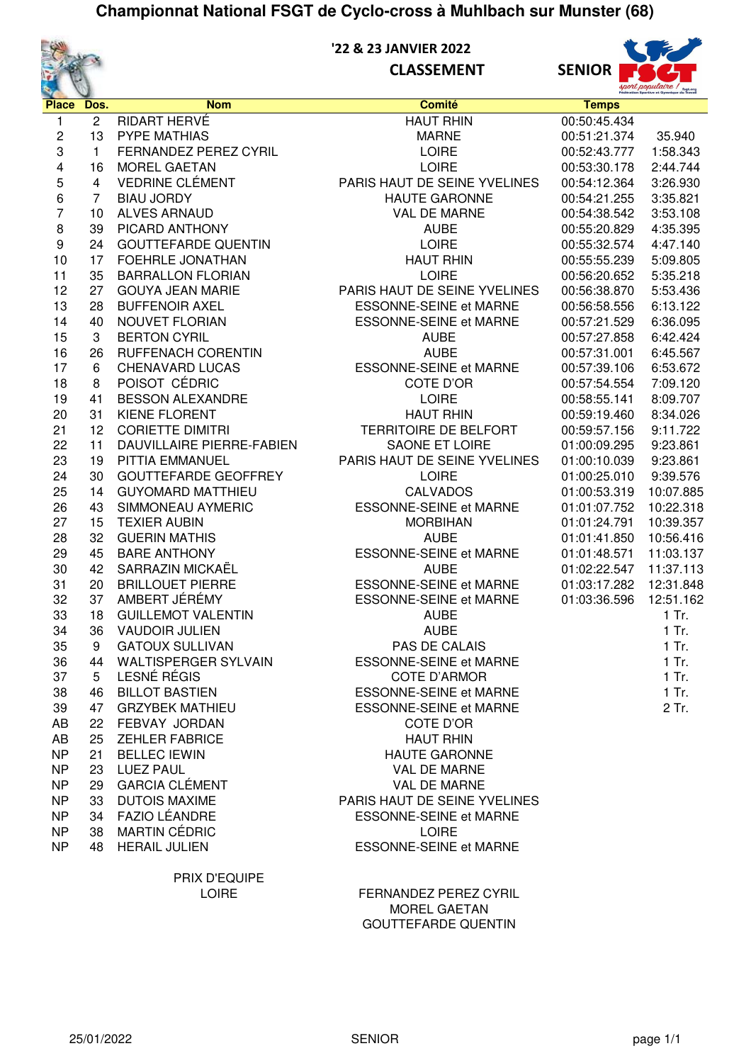# Championnat National FSGT de Cyclo-cross à Muhlbach sur Munster (68)

'22 & 23 JANVIER 2022

**CLASSEMENT**

**SENIOR**

| Place | Dos. | Nom | Comité | Temps | |
|---|---|---|---|---|---|
| 1 | 2 | RIDART HERVÉ | HAUT RHIN | 00:50:45.434 | |
| 2 | 13 | PYPE MATHIAS | MARNE | 00:51:21.374 | 35.940 |
| 3 | 1 | FERNANDEZ PEREZ CYRIL | LOIRE | 00:52:43.777 | 1:58.343 |
| 4 | 16 | MOREL GAETAN | LOIRE | 00:53:30.178 | 2:44.744 |
| 5 | 4 | VEDRINE CLÉMENT | PARIS HAUT DE SEINE YVELINES | 00:54:12.364 | 3:26.930 |
| 6 | 7 | BIAU JORDY | HAUTE GARONNE | 00:54:21.255 | 3:35.821 |
| 7 | 10 | ALVES ARNAUD | VAL DE MARNE | 00:54:38.542 | 3:53.108 |
| 8 | 39 | PICARD ANTHONY | AUBE | 00:55:20.829 | 4:35.395 |
| 9 | 24 | GOUTTEFARDE QUENTIN | LOIRE | 00:55:32.574 | 4:47.140 |
| 10 | 17 | FOEHRLE JONATHAN | HAUT RHIN | 00:55:55.239 | 5:09.805 |
| 11 | 35 | BARRALLON FLORIAN | LOIRE | 00:56:20.652 | 5:35.218 |
| 12 | 27 | GOUYA JEAN MARIE | PARIS HAUT DE SEINE YVELINES | 00:56:38.870 | 5:53.436 |
| 13 | 28 | BUFFENOIR AXEL | ESSONNE-SEINE et MARNE | 00:56:58.556 | 6:13.122 |
| 14 | 40 | NOUVET FLORIAN | ESSONNE-SEINE et MARNE | 00:57:21.529 | 6:36.095 |
| 15 | 3 | BERTON CYRIL | AUBE | 00:57:27.858 | 6:42.424 |
| 16 | 26 | RUFFENACH CORENTIN | AUBE | 00:57:31.001 | 6:45.567 |
| 17 | 6 | CHENAVARD LUCAS | ESSONNE-SEINE et MARNE | 00:57:39.106 | 6:53.672 |
| 18 | 8 | POISOT CÉDRIC | COTE D'OR | 00:57:54.554 | 7:09.120 |
| 19 | 41 | BESSON ALEXANDRE | LOIRE | 00:58:55.141 | 8:09.707 |
| 20 | 31 | KIENE FLORENT | HAUT RHIN | 00:59:19.460 | 8:34.026 |
| 21 | 12 | CORIETTE DIMITRI | TERRITOIRE DE BELFORT | 00:59:57.156 | 9:11.722 |
| 22 | 11 | DAUVILLAIRE PIERRE-FABIEN | SAONE ET LOIRE | 01:00:09.295 | 9:23.861 |
| 23 | 19 | PITTIA EMMANUEL | PARIS HAUT DE SEINE YVELINES | 01:00:10.039 | 9:23.861 |
| 24 | 30 | GOUTTEFARDE GEOFFREY | LOIRE | 01:00:25.010 | 9:39.576 |
| 25 | 14 | GUYOMARD MATTHIEU | CALVADOS | 01:00:53.319 | 10:07.885 |
| 26 | 43 | SIMMONEAU AYMERIC | ESSONNE-SEINE et MARNE | 01:01:07.752 | 10:22.318 |
| 27 | 15 | TEXIER AUBIN | MORBIHAN | 01:01:24.791 | 10:39.357 |
| 28 | 32 | GUERIN MATHIS | AUBE | 01:01:41.850 | 10:56.416 |
| 29 | 45 | BARE ANTHONY | ESSONNE-SEINE et MARNE | 01:01:48.571 | 11:03.137 |
| 30 | 42 | SARRAZIN MICKAËL | AUBE | 01:02:22.547 | 11:37.113 |
| 31 | 20 | BRILLOUET PIERRE | ESSONNE-SEINE et MARNE | 01:03:17.282 | 12:31.848 |
| 32 | 37 | AMBERT JÉRÉMY | ESSONNE-SEINE et MARNE | 01:03:36.596 | 12:51.162 |
| 33 | 18 | GUILLEMOT VALENTIN | AUBE | | 1 Tr. |
| 34 | 36 | VAUDOIR JULIEN | AUBE | | 1 Tr. |
| 35 | 9 | GATOUX SULLIVAN | PAS DE CALAIS | | 1 Tr. |
| 36 | 44 | WALTISPERGER SYLVAIN | ESSONNE-SEINE et MARNE | | 1 Tr. |
| 37 | 5 | LESNÉ RÉGIS | COTE D'ARMOR | | 1 Tr. |
| 38 | 46 | BILLOT BASTIEN | ESSONNE-SEINE et MARNE | | 1 Tr. |
| 39 | 47 | GRZYBEK MATHIEU | ESSONNE-SEINE et MARNE | | 2 Tr. |
| AB | 22 | FEBVAY JORDAN | COTE D'OR | | |
| AB | 25 | ZEHLER FABRICE | HAUT RHIN | | |
| NP | 21 | BELLEC IEWIN | HAUTE GARONNE | | |
| NP | 23 | LUEZ PAUL | VAL DE MARNE | | |
| NP | 29 | GARCIA CLÉMENT | VAL DE MARNE | | |
| NP | 33 | DUTOIS MAXIME | PARIS HAUT DE SEINE YVELINES | | |
| NP | 34 | FAZIO LÉANDRE | ESSONNE-SEINE et MARNE | | |
| NP | 38 | MARTIN CÉDRIC | LOIRE | | |
| NP | 48 | HERAIL JULIEN | ESSONNE-SEINE et MARNE | | |

PRIX D'EQUIPE
LOIRE

FERNANDEZ PEREZ CYRIL
MOREL GAETAN
GOUTTEFARDE QUENTIN

25/01/2022 SENIOR